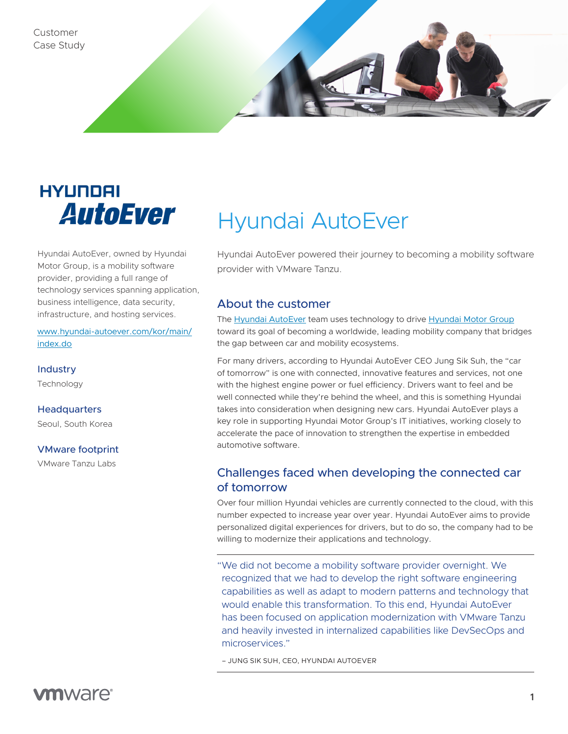Customer Case Study

# Hyundai AutoEver

Hyundai AutoEver powered their journey to becoming a mobility software provider with VMware Tanzu.

Hyundai AutoEver, owned by Hyundai Motor Group, is a mobility software provider, providing a full range of technology services spanning application, business intelligence, data security, infrastructure, and hosting services.

www.hyundai-autoever.com/kor/main/index.do

**Industry**

Technology

**Headquarters**

Seoul, South Korea

**VMware footprint**

VMware Tanzu Labs

## About the customer

The Hyundai AutoEver team uses technology to drive Hyundai Motor Group toward its goal of becoming a worldwide, leading mobility company that bridges the gap between car and mobility ecosystems.

For many drivers, according to Hyundai AutoEver CEO Jung Sik Suh, the "car of tomorrow" is one with connected, innovative features and services, not one with the highest engine power or fuel efficiency. Drivers want to feel and be well connected while they're behind the wheel, and this is something Hyundai takes into consideration when designing new cars. Hyundai AutoEver plays a key role in supporting Hyundai Motor Group's IT initiatives, working closely to accelerate the pace of innovation to strengthen the expertise in embedded automotive software.

## Challenges faced when developing the connected car of tomorrow

Over four million Hyundai vehicles are currently connected to the cloud, with this number expected to increase year over year. Hyundai AutoEver aims to provide personalized digital experiences for drivers, but to do so, the company had to be willing to modernize their applications and technology.

> "We did not become a mobility software provider overnight. We recognized that we had to develop the right software engineering capabilities as well as adapt to modern patterns and technology that would enable this transformation. To this end, Hyundai AutoEver has been focused on application modernization with VMware Tanzu and heavily invested in internalized capabilities like DevSecOps and microservices."
>
> – JUNG SIK SUH, CEO, HYUNDAI AUTOEVER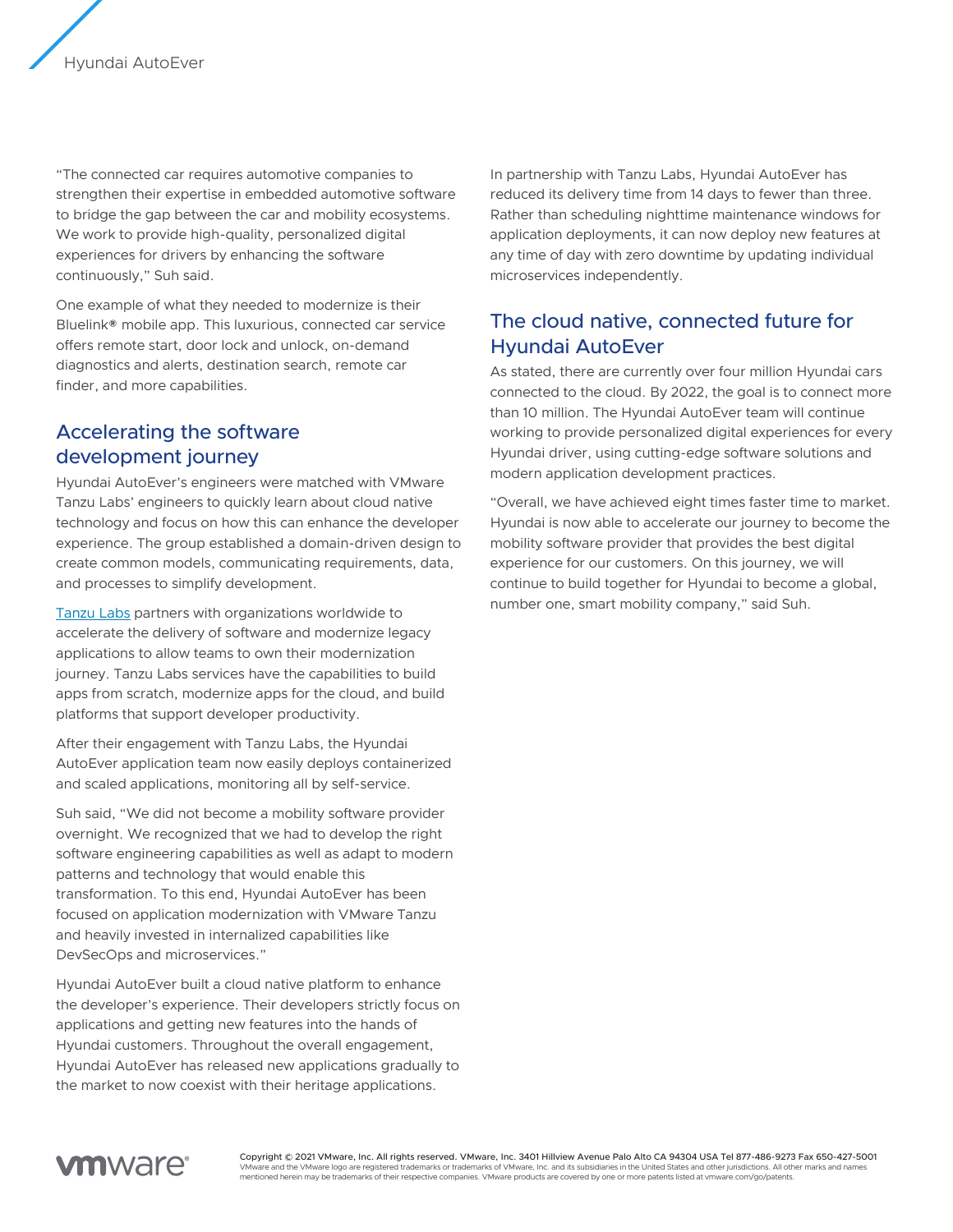"The connected car requires automotive companies to strengthen their expertise in embedded automotive software to bridge the gap between the car and mobility ecosystems. We work to provide high-quality, personalized digital experiences for drivers by enhancing the software continuously," Suh said.

One example of what they needed to modernize is their Bluelink® mobile app. This luxurious, connected car service offers remote start, door lock and unlock, on-demand diagnostics and alerts, destination search, remote car finder, and more capabilities.

## Accelerating the software development journey

Hyundai AutoEver's engineers were matched with VMware Tanzu Labs' engineers to quickly learn about cloud native technology and focus on how this can enhance the developer experience. The group established a domain-driven design to create common models, communicating requirements, data, and processes to simplify development.

Tanzu Labs partners with organizations worldwide to accelerate the delivery of software and modernize legacy applications to allow teams to own their modernization journey. Tanzu Labs services have the capabilities to build apps from scratch, modernize apps for the cloud, and build platforms that support developer productivity.

After their engagement with Tanzu Labs, the Hyundai AutoEver application team now easily deploys containerized and scaled applications, monitoring all by self-service.

Suh said, "We did not become a mobility software provider overnight. We recognized that we had to develop the right software engineering capabilities as well as adapt to modern patterns and technology that would enable this transformation. To this end, Hyundai AutoEver has been focused on application modernization with VMware Tanzu and heavily invested in internalized capabilities like DevSecOps and microservices."

Hyundai AutoEver built a cloud native platform to enhance the developer's experience. Their developers strictly focus on applications and getting new features into the hands of Hyundai customers. Throughout the overall engagement, Hyundai AutoEver has released new applications gradually to the market to now coexist with their heritage applications.

In partnership with Tanzu Labs, Hyundai AutoEver has reduced its delivery time from 14 days to fewer than three. Rather than scheduling nighttime maintenance windows for application deployments, it can now deploy new features at any time of day with zero downtime by updating individual microservices independently.

## The cloud native, connected future for Hyundai AutoEver

As stated, there are currently over four million Hyundai cars connected to the cloud. By 2022, the goal is to connect more than 10 million. The Hyundai AutoEver team will continue working to provide personalized digital experiences for every Hyundai driver, using cutting-edge software solutions and modern application development practices.

"Overall, we have achieved eight times faster time to market. Hyundai is now able to accelerate our journey to become the mobility software provider that provides the best digital experience for our customers. On this journey, we will continue to build together for Hyundai to become a global, number one, smart mobility company," said Suh.

vmware®

Copyright © 2021 VMware, Inc. All rights reserved. VMware, Inc. 3401 Hillview Avenue Palo Alto CA 94304 USA Tel 877-486-9273 Fax 650-427-5001
VMware and the VMware logo are registered trademarks or trademarks of VMware, Inc. and its subsidiaries in the United States and other jurisdictions. All other marks and names mentioned herein may be trademarks of their respective companies. VMware products are covered by one or more patents listed at vmware.com/go/patents.